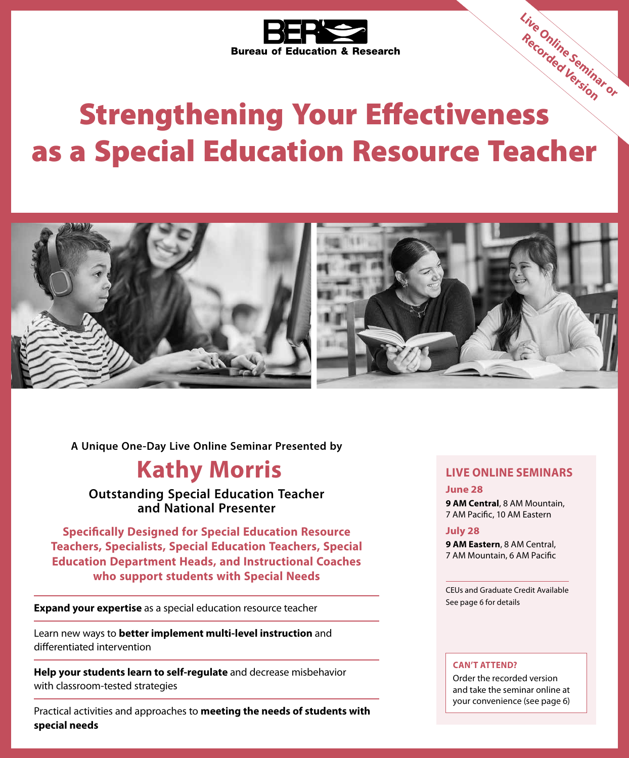**BER** Bureau of Education & Research

Live Online Seminar or Recorded Version

# Strengthening Your Effectiveness as a Special Education Resource Teacher

A Unique One-Day Live Online Seminar Presented by

## Kathy Morris

**Outstanding Special Education Teacher and National Presenter**

**Specifically Designed for Special Education Resource Teachers, Specialists, Special Education Teachers, Special Education Department Heads, and Instructional Coaches who support students with Special Needs**

---

**Expand your expertise** as a special education resource teacher

---

Learn new ways to **better implement multi-level instruction** and differentiated intervention

---

**Help your students learn to self-regulate** and decrease misbehavior with classroom-tested strategies

---

Practical activities and approaches to **meeting the needs of students with special needs**

## LIVE ONLINE SEMINARS

### June 28

**9 AM Central**, 8 AM Mountain, 7 AM Pacific, 10 AM Eastern

### July 28

**9 AM Eastern**, 8 AM Central, 7 AM Mountain, 6 AM Pacific

---

CEUs and Graduate Credit Available
See page 6 for details

**CAN'T ATTEND?**

Order the recorded version and take the seminar online at your convenience (see page 6)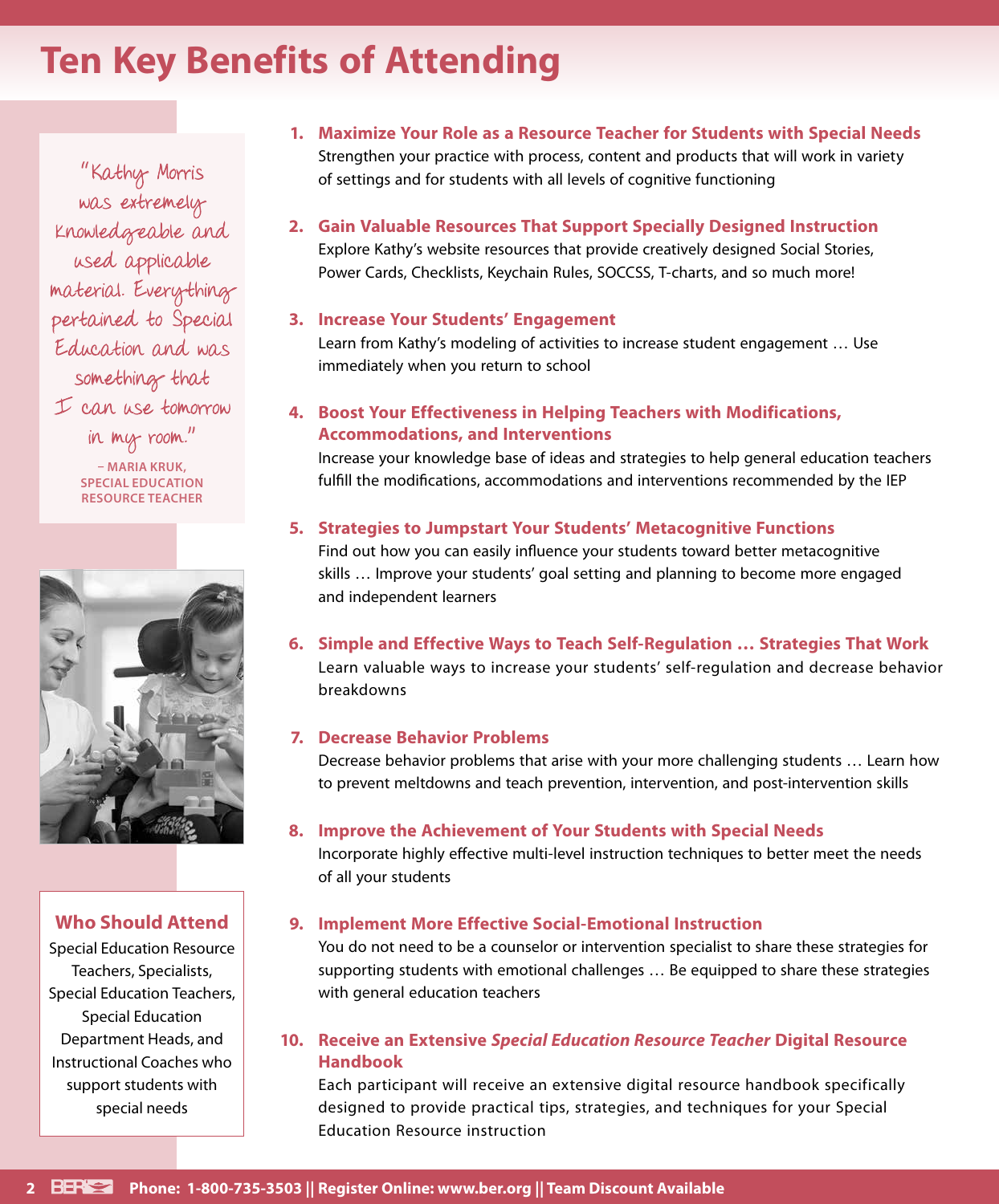# Ten Key Benefits of Attending

"Kathy Morris was extremely knowledgeable and used applicable material. Everything pertained to Special Education and was something that I can use tomorrow in my room."

– MARIA KRUK, SPECIAL EDUCATION RESOURCE TEACHER

## Who Should Attend

Special Education Resource Teachers, Specialists, Special Education Teachers, Special Education Department Heads, and Instructional Coaches who support students with special needs

1. **Maximize Your Role as a Resource Teacher for Students with Special Needs**
   Strengthen your practice with process, content and products that will work in variety of settings and for students with all levels of cognitive functioning

2. **Gain Valuable Resources That Support Specially Designed Instruction**
   Explore Kathy's website resources that provide creatively designed Social Stories, Power Cards, Checklists, Keychain Rules, SOCCSS, T-charts, and so much more!

3. **Increase Your Students' Engagement**
   Learn from Kathy's modeling of activities to increase student engagement … Use immediately when you return to school

4. **Boost Your Effectiveness in Helping Teachers with Modifications, Accommodations, and Interventions**
   Increase your knowledge base of ideas and strategies to help general education teachers fulfill the modifications, accommodations and interventions recommended by the IEP

5. **Strategies to Jumpstart Your Students' Metacognitive Functions**
   Find out how you can easily influence your students toward better metacognitive skills … Improve your students' goal setting and planning to become more engaged and independent learners

6. **Simple and Effective Ways to Teach Self-Regulation … Strategies That Work**
   Learn valuable ways to increase your students' self-regulation and decrease behavior breakdowns

7. **Decrease Behavior Problems**
   Decrease behavior problems that arise with your more challenging students … Learn how to prevent meltdowns and teach prevention, intervention, and post-intervention skills

8. **Improve the Achievement of Your Students with Special Needs**
   Incorporate highly effective multi-level instruction techniques to better meet the needs of all your students

9. **Implement More Effective Social-Emotional Instruction**
   You do not need to be a counselor or intervention specialist to share these strategies for supporting students with emotional challenges … Be equipped to share these strategies with general education teachers

10. **Receive an Extensive *Special Education Resource Teacher* Digital Resource Handbook**
    Each participant will receive an extensive digital resource handbook specifically designed to provide practical tips, strategies, and techniques for your Special Education Resource instruction

**Phone: 1-800-735-3503 || Register Online: www.ber.org || Team Discount Available**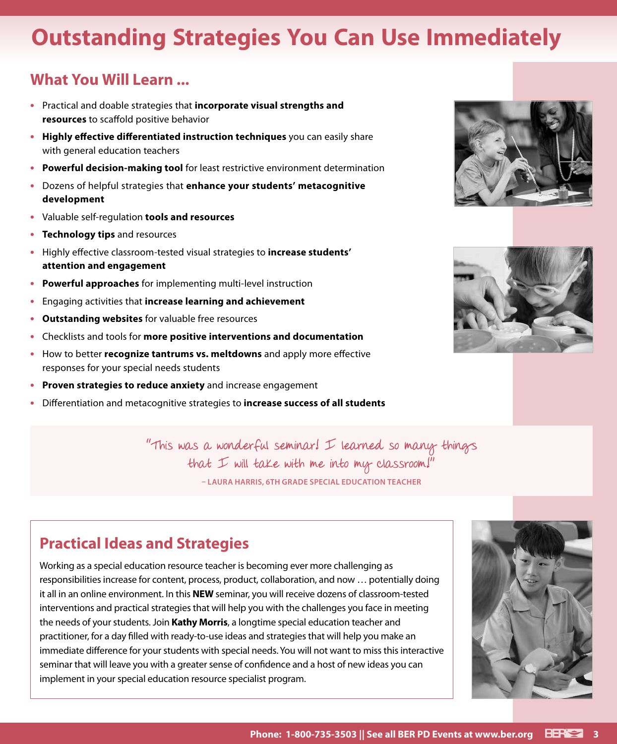# Outstanding Strategies You Can Use Immediately

## What You Will Learn ...

- Practical and doable strategies that **incorporate visual strengths and resources** to scaffold positive behavior
- **Highly effective differentiated instruction techniques** you can easily share with general education teachers
- **Powerful decision-making tool** for least restrictive environment determination
- Dozens of helpful strategies that **enhance your students' metacognitive development**
- Valuable self-regulation **tools and resources**
- **Technology tips** and resources
- Highly effective classroom-tested visual strategies to **increase students' attention and engagement**
- **Powerful approaches** for implementing multi-level instruction
- Engaging activities that **increase learning and achievement**
- **Outstanding websites** for valuable free resources
- Checklists and tools for **more positive interventions and documentation**
- How to better **recognize tantrums vs. meltdowns** and apply more effective responses for your special needs students
- **Proven strategies to reduce anxiety** and increase engagement
- Differentiation and metacognitive strategies to **increase success of all students**

"This was a wonderful seminar! I learned so many things that I will take with me into my classroom!"

– LAURA HARRIS, 6TH GRADE SPECIAL EDUCATION TEACHER

## Practical Ideas and Strategies

Working as a special education resource teacher is becoming ever more challenging as responsibilities increase for content, process, product, collaboration, and now … potentially doing it all in an online environment. In this **NEW** seminar, you will receive dozens of classroom-tested interventions and practical strategies that will help you with the challenges you face in meeting the needs of your students. Join **Kathy Morris**, a longtime special education teacher and practitioner, for a day filled with ready-to-use ideas and strategies that will help you make an immediate difference for your students with special needs. You will not want to miss this interactive seminar that will leave you with a greater sense of confidence and a host of new ideas you can implement in your special education resource specialist program.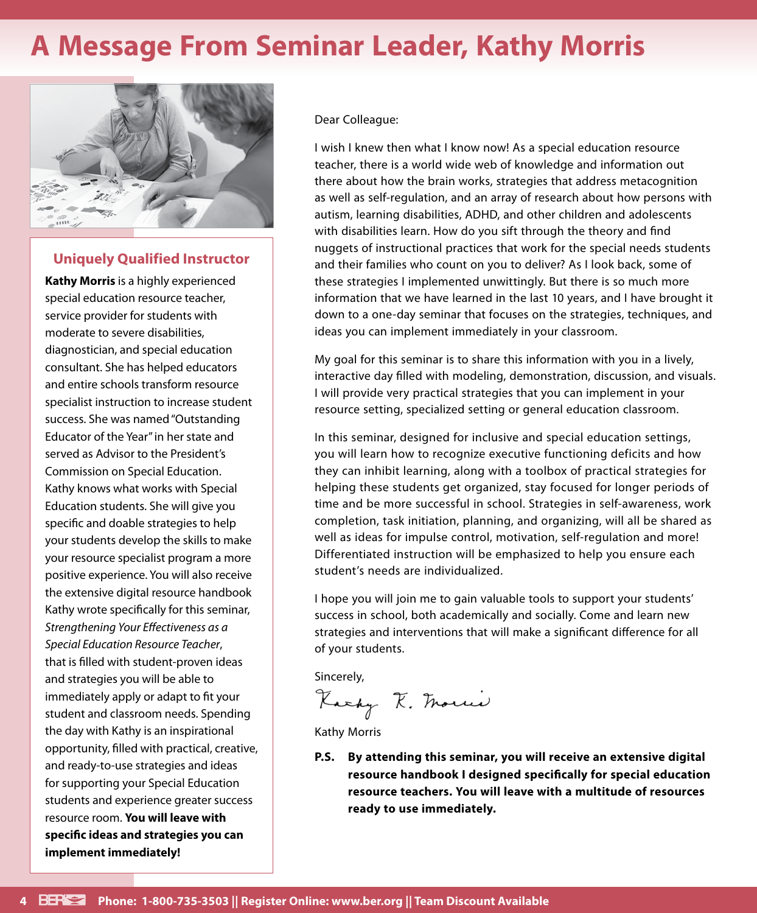# A Message From Seminar Leader, Kathy Morris

### Uniquely Qualified Instructor

**Kathy Morris** is a highly experienced special education resource teacher, service provider for students with moderate to severe disabilities, diagnostician, and special education consultant. She has helped educators and entire schools transform resource specialist instruction to increase student success. She was named "Outstanding Educator of the Year" in her state and served as Advisor to the President's Commission on Special Education. Kathy knows what works with Special Education students. She will give you specific and doable strategies to help your students develop the skills to make your resource specialist program a more positive experience. You will also receive the extensive digital resource handbook Kathy wrote specifically for this seminar, *Strengthening Your Effectiveness as a Special Education Resource Teacher*, that is filled with student-proven ideas and strategies you will be able to immediately apply or adapt to fit your student and classroom needs. Spending the day with Kathy is an inspirational opportunity, filled with practical, creative, and ready-to-use strategies and ideas for supporting your Special Education students and experience greater success resource room. **You will leave with specific ideas and strategies you can implement immediately!**

Dear Colleague:

I wish I knew then what I know now! As a special education resource teacher, there is a world wide web of knowledge and information out there about how the brain works, strategies that address metacognition as well as self-regulation, and an array of research about how persons with autism, learning disabilities, ADHD, and other children and adolescents with disabilities learn. How do you sift through the theory and find nuggets of instructional practices that work for the special needs students and their families who count on you to deliver? As I look back, some of these strategies I implemented unwittingly. But there is so much more information that we have learned in the last 10 years, and I have brought it down to a one-day seminar that focuses on the strategies, techniques, and ideas you can implement immediately in your classroom.

My goal for this seminar is to share this information with you in a lively, interactive day filled with modeling, demonstration, discussion, and visuals. I will provide very practical strategies that you can implement in your resource setting, specialized setting or general education classroom.

In this seminar, designed for inclusive and special education settings, you will learn how to recognize executive functioning deficits and how they can inhibit learning, along with a toolbox of practical strategies for helping these students get organized, stay focused for longer periods of time and be more successful in school. Strategies in self-awareness, work completion, task initiation, planning, and organizing, will all be shared as well as ideas for impulse control, motivation, self-regulation and more! Differentiated instruction will be emphasized to help you ensure each student's needs are individualized.

I hope you will join me to gain valuable tools to support your students' success in school, both academically and socially. Come and learn new strategies and interventions that will make a significant difference for all of your students.

Sincerely,

Kathy K. Morris

Kathy Morris

**P.S. By attending this seminar, you will receive an extensive digital resource handbook I designed specifically for special education resource teachers. You will leave with a multitude of resources ready to use immediately.**

**Phone: 1-800-735-3503 || Register Online: www.ber.org || Team Discount Available**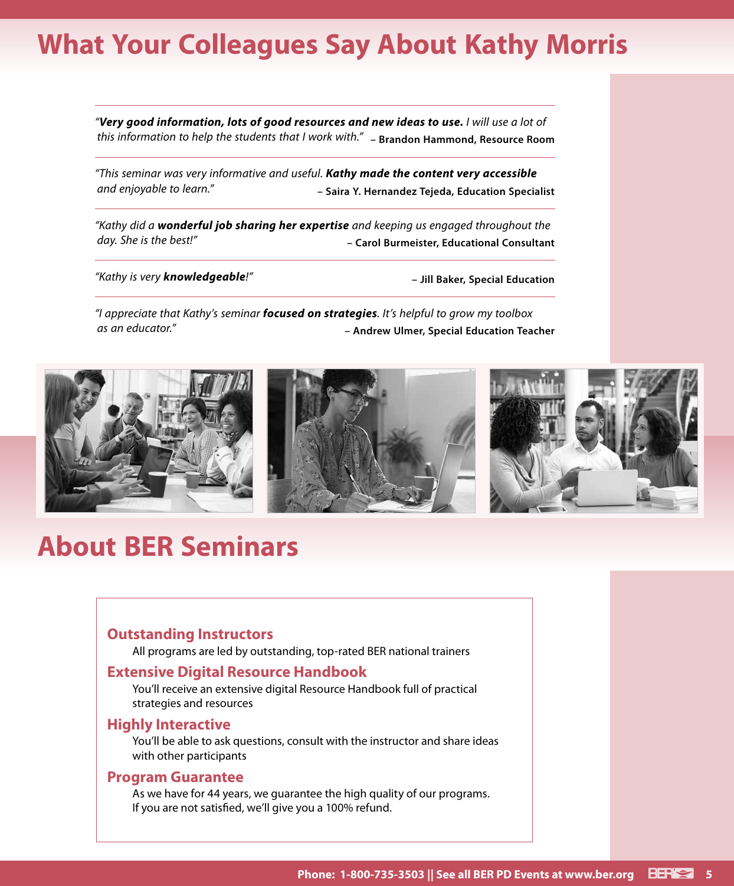# What Your Colleagues Say About Kathy Morris

*"**Very good information, lots of good resources and new ideas to use.** I will use a lot of this information to help the students that I work with."* **– Brandon Hammond, Resource Room**

*"This seminar was very informative and useful. **Kathy made the content very accessible** and enjoyable to learn."* **– Saira Y. Hernandez Tejeda, Education Specialist**

*"Kathy did a **wonderful job sharing her expertise** and keeping us engaged throughout the day. She is the best!"* **– Carol Burmeister, Educational Consultant**

*"Kathy is very **knowledgeable**!"* **– Jill Baker, Special Education**

*"I appreciate that Kathy's seminar **focused on strategies**. It's helpful to grow my toolbox as an educator."* **– Andrew Ulmer, Special Education Teacher**

# About BER Seminars

### Outstanding Instructors

All programs are led by outstanding, top-rated BER national trainers

### Extensive Digital Resource Handbook

You'll receive an extensive digital Resource Handbook full of practical strategies and resources

### Highly Interactive

You'll be able to ask questions, consult with the instructor and share ideas with other participants

### Program Guarantee

As we have for 44 years, we guarantee the high quality of our programs. If you are not satisfied, we'll give you a 100% refund.

**Phone: 1-800-735-3503 || See all BER PD Events at www.ber.org**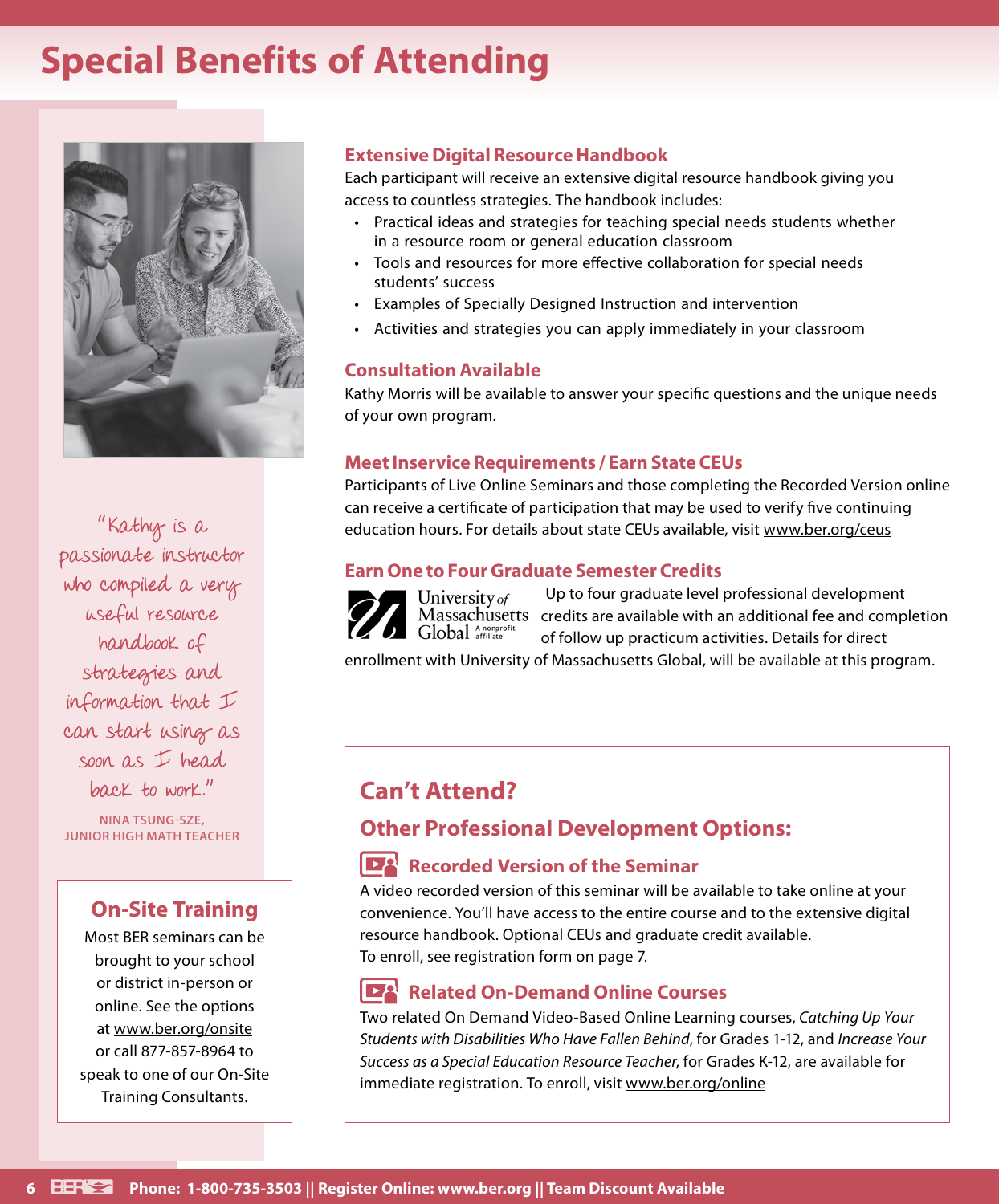# Special Benefits of Attending

## Extensive Digital Resource Handbook

Each participant will receive an extensive digital resource handbook giving you access to countless strategies. The handbook includes:

- Practical ideas and strategies for teaching special needs students whether in a resource room or general education classroom
- Tools and resources for more effective collaboration for special needs students' success
- Examples of Specially Designed Instruction and intervention
- Activities and strategies you can apply immediately in your classroom

## Consultation Available

Kathy Morris will be available to answer your specific questions and the unique needs of your own program.

## Meet Inservice Requirements / Earn State CEUs

Participants of Live Online Seminars and those completing the Recorded Version online can receive a certificate of participation that may be used to verify five continuing education hours. For details about state CEUs available, visit www.ber.org/ceus

## Earn One to Four Graduate Semester Credits

University of Massachusetts Global A nonprofit affiliate

Up to four graduate level professional development credits are available with an additional fee and completion of follow up practicum activities. Details for direct enrollment with University of Massachusetts Global, will be available at this program.

"Kathy is a passionate instructor who compiled a very useful resource handbook of strategies and information that I can start using as soon as I head back to work."

**NINA TSUNG-SZE, JUNIOR HIGH MATH TEACHER**

## On-Site Training

Most BER seminars can be brought to your school or district in-person or online. See the options at www.ber.org/onsite or call 877-857-8964 to speak to one of our On-Site Training Consultants.

## Can't Attend?

## Other Professional Development Options:

### Recorded Version of the Seminar

A video recorded version of this seminar will be available to take online at your convenience. You'll have access to the entire course and to the extensive digital resource handbook. Optional CEUs and graduate credit available.
To enroll, see registration form on page 7.

### Related On-Demand Online Courses

Two related On Demand Video-Based Online Learning courses, *Catching Up Your Students with Disabilities Who Have Fallen Behind*, for Grades 1-12, and *Increase Your Success as a Special Education Resource Teacher*, for Grades K-12, are available for immediate registration. To enroll, visit www.ber.org/online

Phone: 1-800-735-3503 || Register Online: www.ber.org || Team Discount Available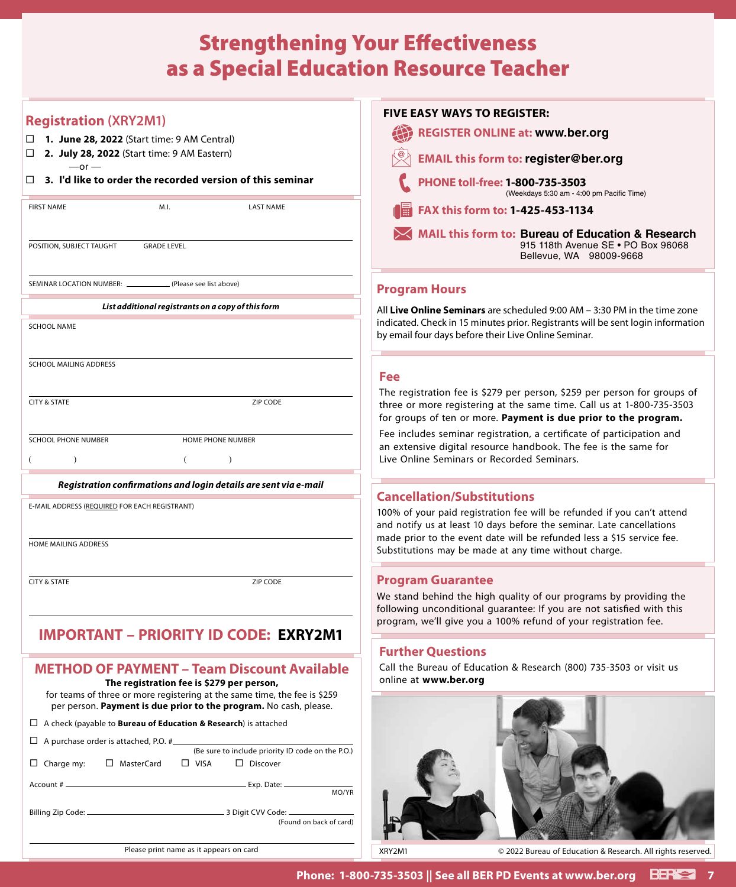# Strengthening Your Effectiveness as a Special Education Resource Teacher

## Registration (XRY2M1)

- ☐ **1. June 28, 2022** (Start time: 9 AM Central)
- ☐ **2. July 28, 2022** (Start time: 9 AM Eastern)

—or —

- ☐ **3. I'd like to order the recorded version of this seminar**

FIRST NAME M.I. LAST NAME

POSITION, SUBJECT TAUGHT GRADE LEVEL

SEMINAR LOCATION NUMBER: ____________ (Please see list above)

***List additional registrants on a copy of this form***

SCHOOL NAME

SCHOOL MAILING ADDRESS

CITY & STATE ZIP CODE

SCHOOL PHONE NUMBER HOME PHONE NUMBER

( ) ( )

***Registration confirmations and login details are sent via e-mail***

E-MAIL ADDRESS (REQUIRED FOR EACH REGISTRANT)

HOME MAILING ADDRESS

CITY & STATE ZIP CODE

## IMPORTANT – PRIORITY ID CODE: EXRY2M1

## METHOD OF PAYMENT – Team Discount Available

**The registration fee is $279 per person,** for teams of three or more registering at the same time, the fee is $259 per person. **Payment is due prior to the program.** No cash, please.

- ☐ A check (payable to **Bureau of Education & Research**) is attached
- ☐ A purchase order is attached, P.O. # ____________ (Be sure to include priority ID code on the P.O.)
- ☐ Charge my: ☐ MasterCard ☐ VISA ☐ Discover

Account # ____________ Exp. Date: ____________ MO/YR

Billing Zip Code: ____________ 3 Digit CVV Code: ____________ (Found on back of card)

Please print name as it appears on card

## FIVE EASY WAYS TO REGISTER:

- **REGISTER ONLINE at: www.ber.org**
- **EMAIL this form to: register@ber.org**
- **PHONE toll-free: 1-800-735-3503** (Weekdays 5:30 am - 4:00 pm Pacific Time)
- **FAX this form to: 1-425-453-1134**
- **MAIL this form to: Bureau of Education & Research**
  915 118th Avenue SE • PO Box 96068
  Bellevue, WA 98009-9668

## Program Hours

All **Live Online Seminars** are scheduled 9:00 AM – 3:30 PM in the time zone indicated. Check in 15 minutes prior. Registrants will be sent login information by email four days before their Live Online Seminar.

## Fee

The registration fee is $279 per person, $259 per person for groups of three or more registering at the same time. Call us at 1-800-735-3503 for groups of ten or more. **Payment is due prior to the program.**

Fee includes seminar registration, a certificate of participation and an extensive digital resource handbook. The fee is the same for Live Online Seminars or Recorded Seminars.

## Cancellation/Substitutions

100% of your paid registration fee will be refunded if you can't attend and notify us at least 10 days before the seminar. Late cancellations made prior to the event date will be refunded less a $15 service fee. Substitutions may be made at any time without charge.

## Program Guarantee

We stand behind the high quality of our programs by providing the following unconditional guarantee: If you are not satisfied with this program, we'll give you a 100% refund of your registration fee.

## Further Questions

Call the Bureau of Education & Research (800) 735-3503 or visit us online at **www.ber.org**

XRY2M1 © 2022 Bureau of Education & Research. All rights reserved.

**Phone: 1-800-735-3503 || See all BER PD Events at www.ber.org**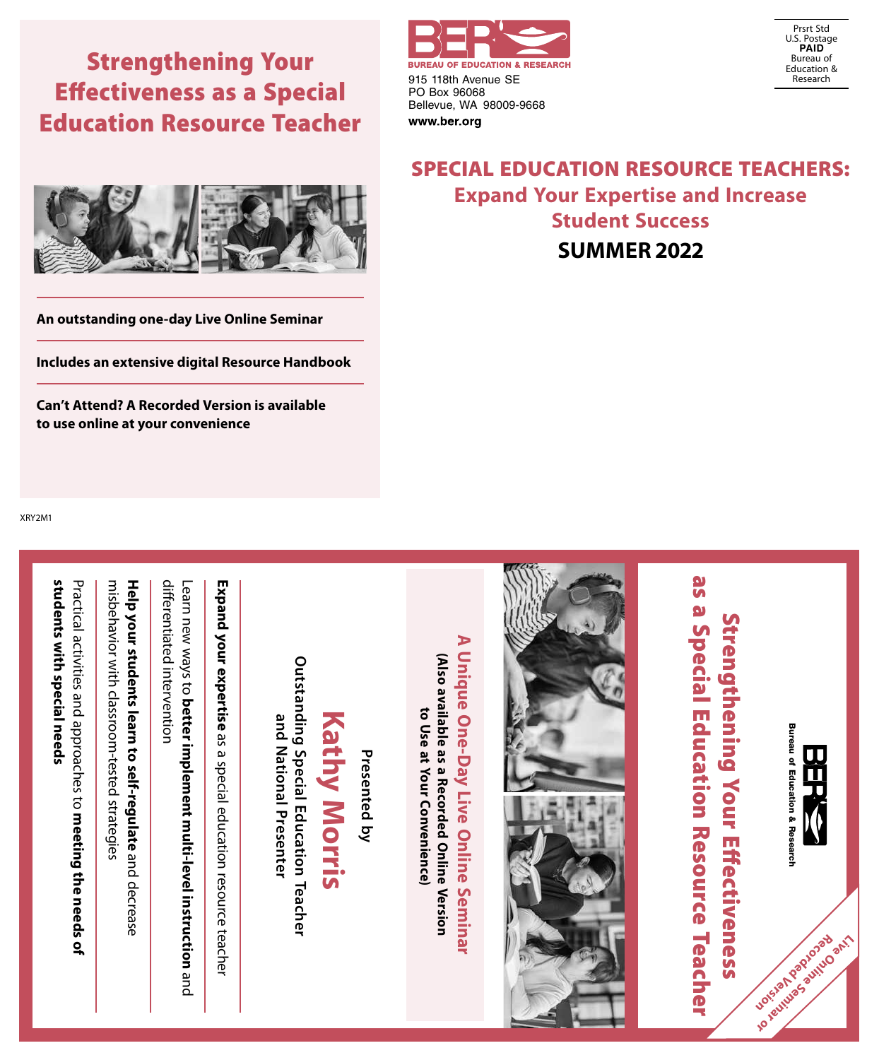# Strengthening Your Effectiveness as a Special Education Resource Teacher

**An outstanding one-day Live Online Seminar**

**Includes an extensive digital Resource Handbook**

**Can't Attend? A Recorded Version is available to use online at your convenience**

BER
BUREAU OF EDUCATION & RESEARCH
915 118th Avenue SE
PO Box 96068
Bellevue, WA 98009-9668
**www.ber.org**

Prsrt Std
U.S. Postage
**PAID**
Bureau of Education & Research

## SPECIAL EDUCATION RESOURCE TEACHERS:

### Expand Your Expertise and Increase Student Success

### SUMMER 2022

XRY2M1

---

BER Bureau of Education & Research

Live Online Seminar or Recorded Version

# Strengthening Your Effectiveness as a Special Education Resource Teacher

**A Unique One-Day Live Online Seminar**

**(Also available as a Recorded Online Version to Use at Your Convenience)**

Presented by

## Kathy Morris

**Outstanding Special Education Teacher and National Presenter**

**Expand your expertise** as a special education resource teacher

Learn new ways to **better implement multi-level instruction** and differentiated intervention

**Help your students learn to self-regulate** and decrease misbehavior with classroom-tested strategies

Practical activities and approaches to **meeting the needs of students with special needs**